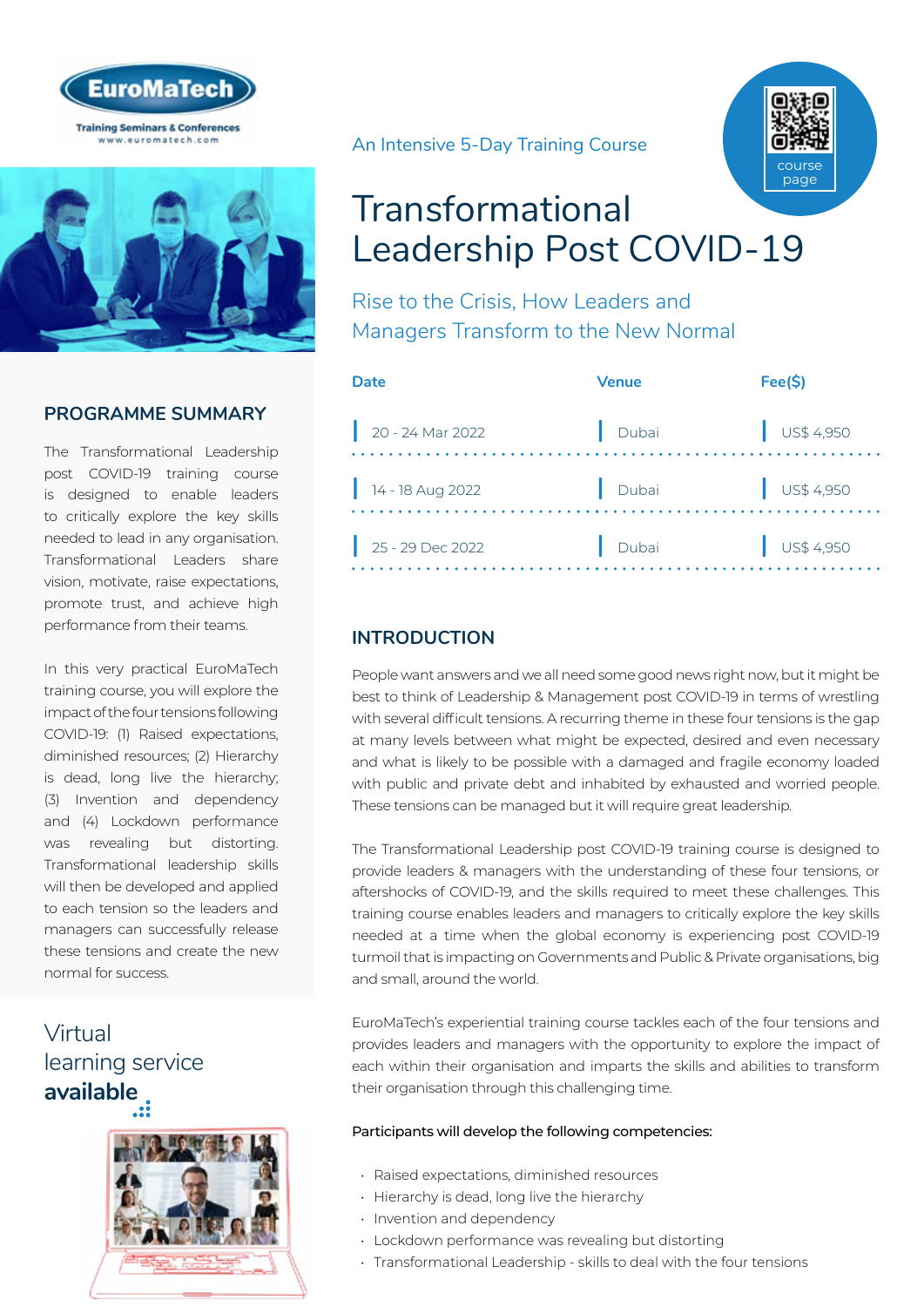EuroMaTech

Training Seminars & Conferences
www.euromatech.com

An Intensive 5-Day Training Course

course page

# Transformational Leadership Post COVID-19

## Rise to the Crisis, How Leaders and Managers Transform to the New Normal

| Date | Venue | Fee($) |
|---|---|---|
| 20 - 24 Mar 2022 | Dubai | US$ 4,950 |
| 14 - 18 Aug 2022 | Dubai | US$ 4,950 |
| 25 - 29 Dec 2022 | Dubai | US$ 4,950 |

## PROGRAMME SUMMARY

The Transformational Leadership post COVID-19 training course is designed to enable leaders to critically explore the key skills needed to lead in any organisation. Transformational Leaders share vision, motivate, raise expectations, promote trust, and achieve high performance from their teams.

In this very practical EuroMaTech training course, you will explore the impact of the four tensions following COVID-19: (1) Raised expectations, diminished resources; (2) Hierarchy is dead, long live the hierarchy; (3) Invention and dependency and (4) Lockdown performance was revealing but distorting. Transformational leadership skills will then be developed and applied to each tension so the leaders and managers can successfully release these tensions and create the new normal for success.

Virtual learning service **available**

## INTRODUCTION

People want answers and we all need some good news right now, but it might be best to think of Leadership & Management post COVID-19 in terms of wrestling with several difficult tensions. A recurring theme in these four tensions is the gap at many levels between what might be expected, desired and even necessary and what is likely to be possible with a damaged and fragile economy loaded with public and private debt and inhabited by exhausted and worried people. These tensions can be managed but it will require great leadership.

The Transformational Leadership post COVID-19 training course is designed to provide leaders & managers with the understanding of these four tensions, or aftershocks of COVID-19, and the skills required to meet these challenges. This training course enables leaders and managers to critically explore the key skills needed at a time when the global economy is experiencing post COVID-19 turmoil that is impacting on Governments and Public & Private organisations, big and small, around the world.

EuroMaTech's experiential training course tackles each of the four tensions and provides leaders and managers with the opportunity to explore the impact of each within their organisation and imparts the skills and abilities to transform their organisation through this challenging time.

**Participants will develop the following competencies:**

- Raised expectations, diminished resources
- Hierarchy is dead, long live the hierarchy
- Invention and dependency
- Lockdown performance was revealing but distorting
- Transformational Leadership - skills to deal with the four tensions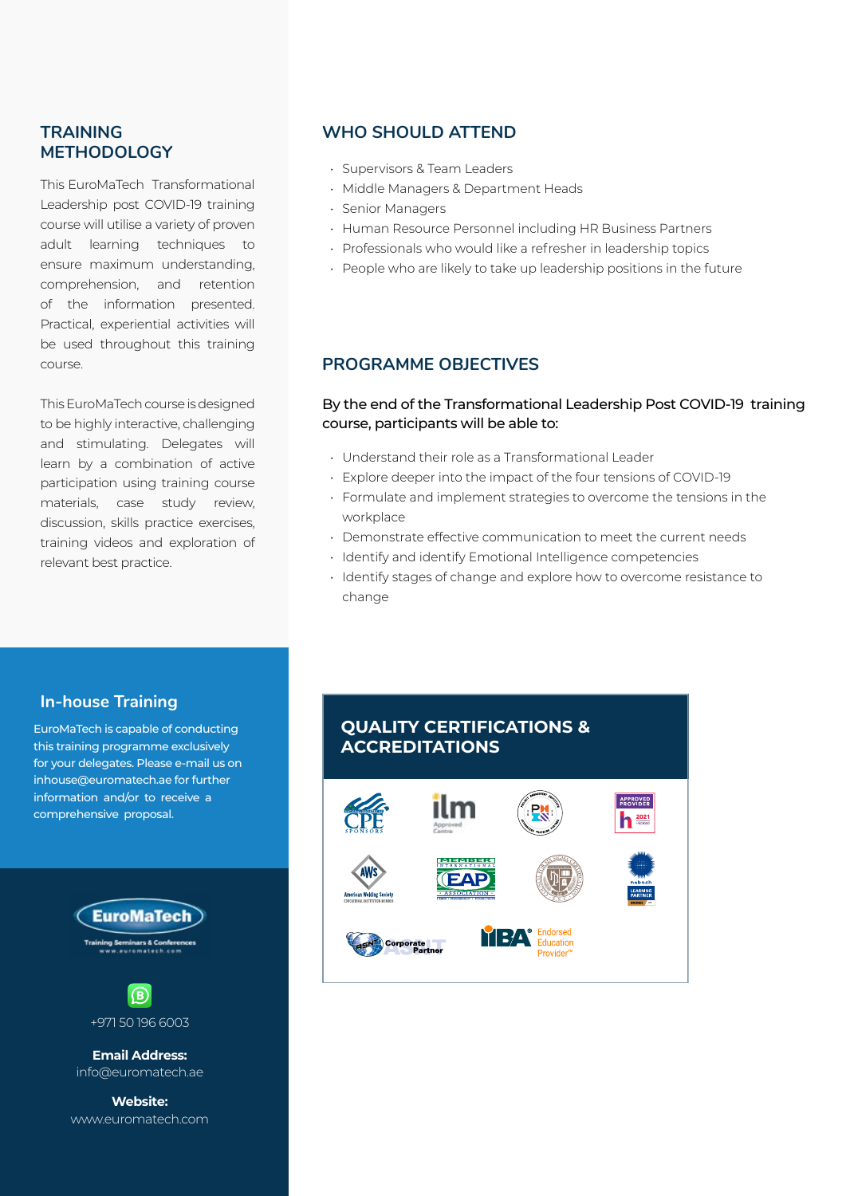## TRAINING METHODOLOGY

This EuroMaTech Transformational Leadership post COVID-19 training course will utilise a variety of proven adult learning techniques to ensure maximum understanding, comprehension, and retention of the information presented. Practical, experiential activities will be used throughout this training course.

This EuroMaTech course is designed to be highly interactive, challenging and stimulating. Delegates will learn by a combination of active participation using training course materials, case study review, discussion, skills practice exercises, training videos and exploration of relevant best practice.

## WHO SHOULD ATTEND

- Supervisors & Team Leaders
- Middle Managers & Department Heads
- Senior Managers
- Human Resource Personnel including HR Business Partners
- Professionals who would like a refresher in leadership topics
- People who are likely to take up leadership positions in the future

## PROGRAMME OBJECTIVES

By the end of the Transformational Leadership Post COVID-19 training course, participants will be able to:

- Understand their role as a Transformational Leader
- Explore deeper into the impact of the four tensions of COVID-19
- Formulate and implement strategies to overcome the tensions in the workplace
- Demonstrate effective communication to meet the current needs
- Identify and identify Emotional Intelligence competencies
- Identify stages of change and explore how to overcome resistance to change

## In-house Training

EuroMaTech is capable of conducting this training programme exclusively for your delegates. Please e-mail us on inhouse@euromatech.ae for further information and/or to receive a comprehensive proposal.

EuroMaTech
Training Seminars & Conferences
www.euromatech.com

+971 50 196 6003

**Email Address:**
info@euromatech.ae

**Website:**
www.euromatech.com

## QUALITY CERTIFICATIONS & ACCREDITATIONS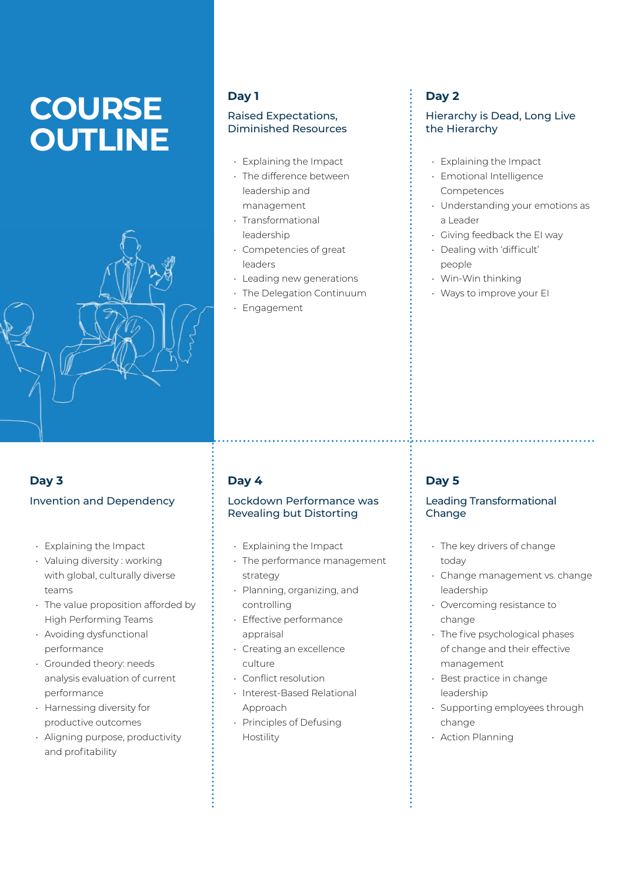# COURSE OUTLINE

## Day 1

### Raised Expectations, Diminished Resources

- Explaining the Impact
- The difference between leadership and management
- Transformational leadership
- Competencies of great leaders
- Leading new generations
- The Delegation Continuum
- Engagement

## Day 2

### Hierarchy is Dead, Long Live the Hierarchy

- Explaining the Impact
- Emotional Intelligence Competences
- Understanding your emotions as a Leader
- Giving feedback the EI way
- Dealing with 'difficult' people
- Win-Win thinking
- Ways to improve your EI

## Day 3

### Invention and Dependency

- Explaining the Impact
- Valuing diversity : working with global, culturally diverse teams
- The value proposition afforded by High Performing Teams
- Avoiding dysfunctional performance
- Grounded theory: needs analysis evaluation of current performance
- Harnessing diversity for productive outcomes
- Aligning purpose, productivity and profitability

## Day 4

### Lockdown Performance was Revealing but Distorting

- Explaining the Impact
- The performance management strategy
- Planning, organizing, and controlling
- Effective performance appraisal
- Creating an excellence culture
- Conflict resolution
- Interest-Based Relational Approach
- Principles of Defusing Hostility

## Day 5

### Leading Transformational Change

- The key drivers of change today
- Change management vs. change leadership
- Overcoming resistance to change
- The five psychological phases of change and their effective management
- Best practice in change leadership
- Supporting employees through change
- Action Planning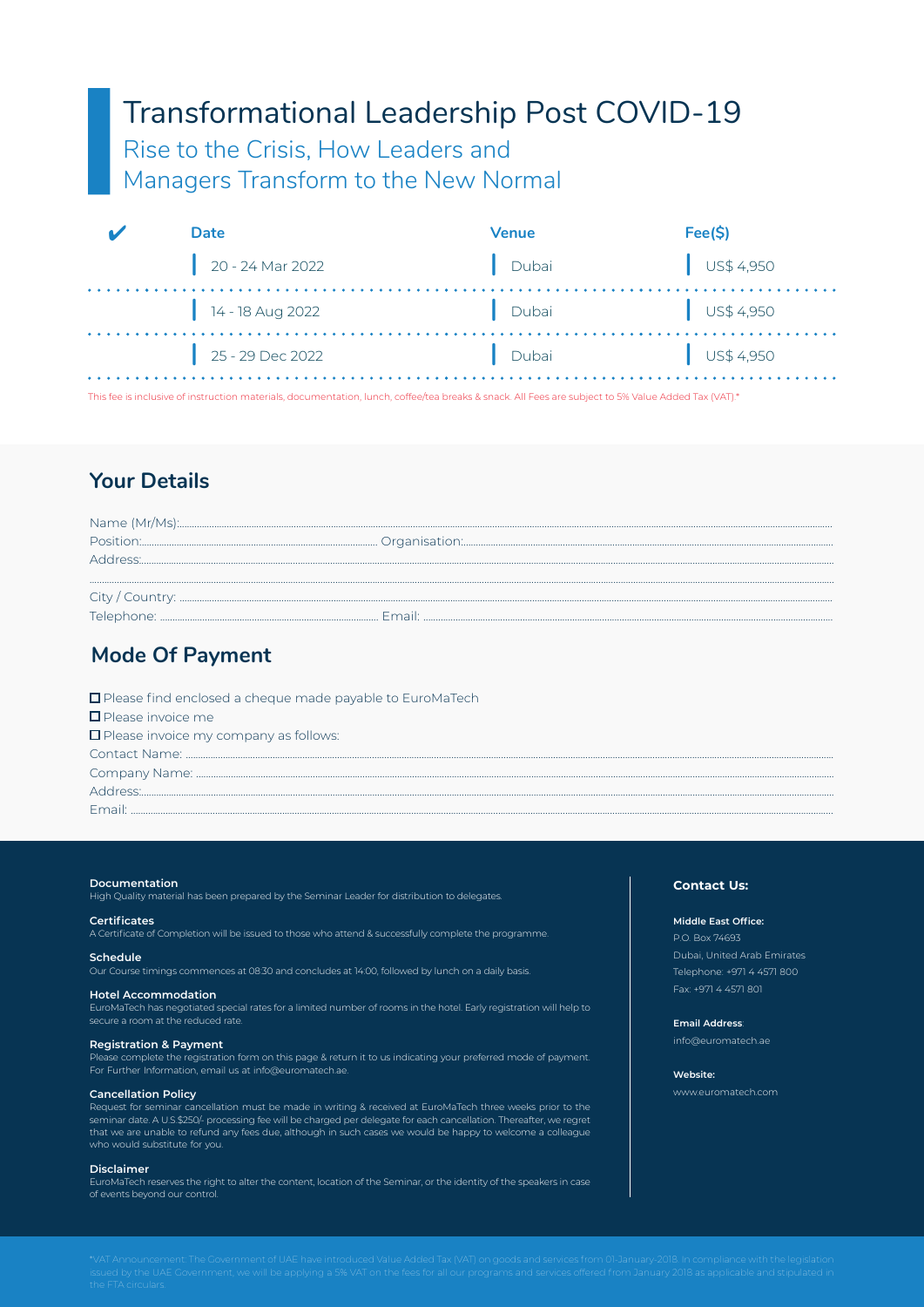# Transformational Leadership Post COVID-19

## Rise to the Crisis, How Leaders and Managers Transform to the New Normal

| ✔ | Date | Venue | Fee($) |
|---|---|---|---|
| | 20 - 24 Mar 2022 | Dubai | US$ 4,950 |
| | 14 - 18 Aug 2022 | Dubai | US$ 4,950 |
| | 25 - 29 Dec 2022 | Dubai | US$ 4,950 |

This fee is inclusive of instruction materials, documentation, lunch, coffee/tea breaks & snack. All Fees are subject to 5% Value Added Tax (VAT).*

## Your Details

Name (Mr/Ms):...............................................................................

Position:............................................ Organisation:............................................

Address:...............................................................................

...............................................................................

City / Country: ...............................................................................

Telephone: ............................................ Email: ............................................

## Mode Of Payment

- ☐ Please find enclosed a cheque made payable to EuroMaTech
- ☐ Please invoice me
- ☐ Please invoice my company as follows:

Contact Name: ...............................................................................

Company Name: ...............................................................................

Address:...............................................................................

Email: ...............................................................................

**Documentation**
High Quality material has been prepared by the Seminar Leader for distribution to delegates.

**Certificates**
A Certificate of Completion will be issued to those who attend & successfully complete the programme.

**Schedule**
Our Course timings commences at 08:30 and concludes at 14:00, followed by lunch on a daily basis.

**Hotel Accommodation**
EuroMaTech has negotiated special rates for a limited number of rooms in the hotel. Early registration will help to secure a room at the reduced rate.

**Registration & Payment**
Please complete the registration form on this page & return it to us indicating your preferred mode of payment. For Further Information, email us at info@euromatech.ae.

**Cancellation Policy**
Request for seminar cancellation must be made in writing & received at EuroMaTech three weeks prior to the seminar date. A U.S $250/- processing fee will be charged per delegate for each cancellation. Thereafter, we regret that we are unable to refund any fees due, although in such cases we would be happy to welcome a colleague who would substitute for you.

**Disclaimer**
EuroMaTech reserves the right to alter the content, location of the Seminar, or the identity of the speakers in case of events beyond our control.

**Contact Us:**

**Middle East Office:**
P.O. Box 74693
Dubai, United Arab Emirates
Telephone: +971 4 4571 800
Fax: +971 4 4571 801

**Email Address**
info@euromatech.ae

**Website:**
www.euromatech.com

*VAT Announcement: The Government of UAE have introduced Value Added Tax (VAT) on goods and services from 01-January-2018. In compliance with the legislation issued by the UAE Government, we will be applying a 5% VAT on the fees for all our programs and services offered from January 2018 as applicable and stipulated in the FTA circulars.